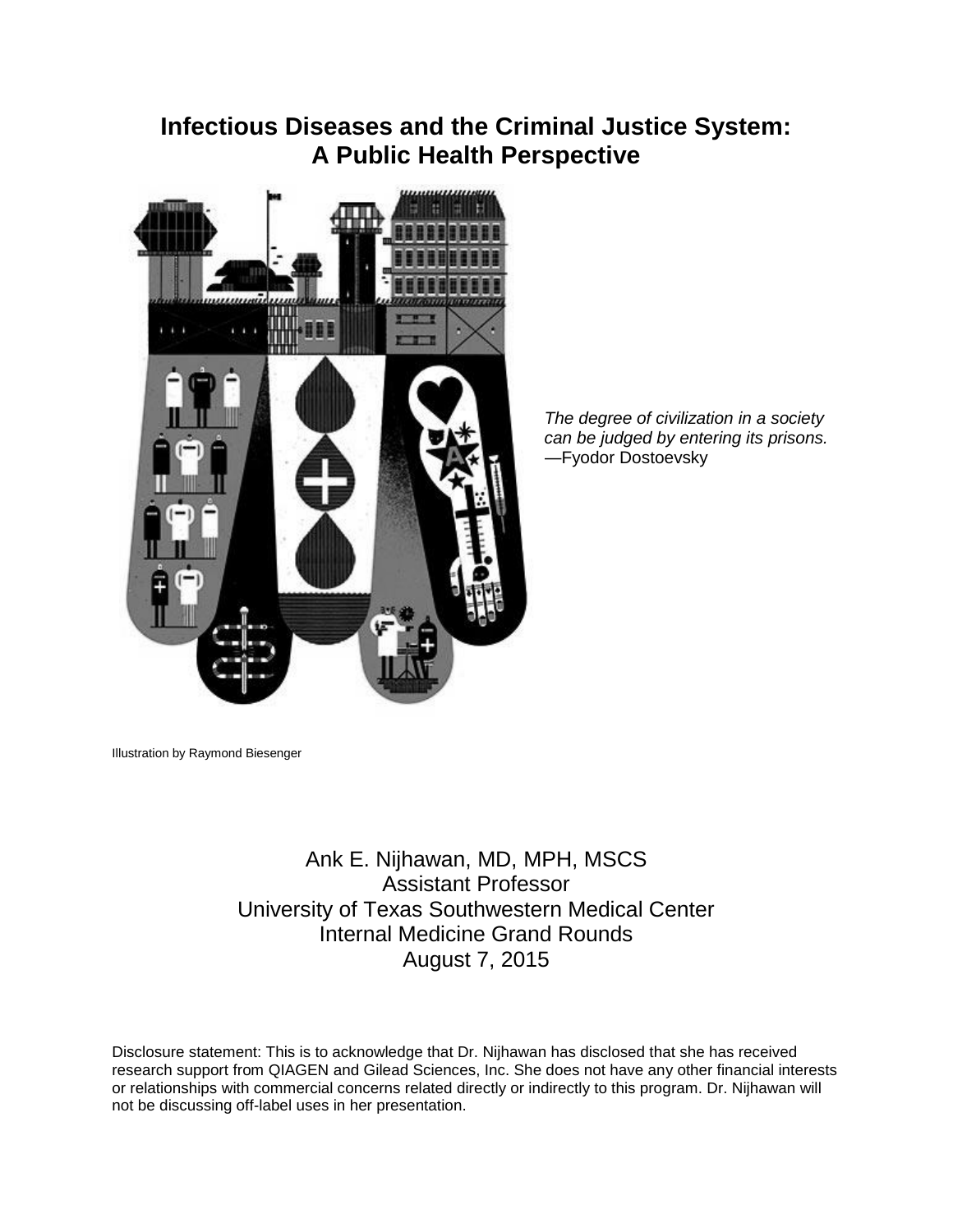# Infectious Diseases and the Criminal Justice System: A Public Health Perspective

*The degree of civilization in a society can be judged by entering its prisons.*
—Fyodor Dostoevsky

Illustration by Raymond Biesenger

Ank E. Nijhawan, MD, MPH, MSCS
Assistant Professor
University of Texas Southwestern Medical Center
Internal Medicine Grand Rounds
August 7, 2015

Disclosure statement: This is to acknowledge that Dr. Nijhawan has disclosed that she has received research support from QIAGEN and Gilead Sciences, Inc. She does not have any other financial interests or relationships with commercial concerns related directly or indirectly to this program. Dr. Nijhawan will not be discussing off-label uses in her presentation.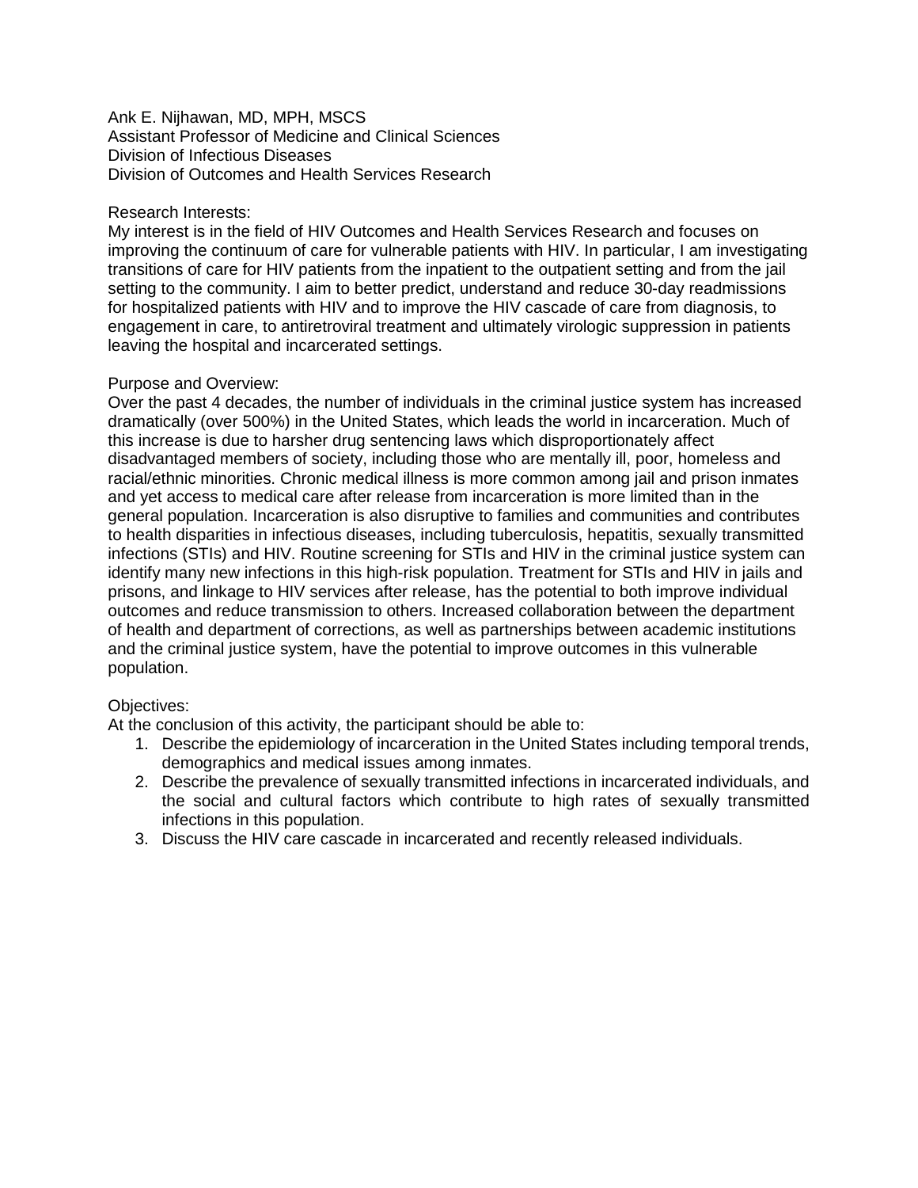Ank E. Nijhawan, MD, MPH, MSCS
Assistant Professor of Medicine and Clinical Sciences
Division of Infectious Diseases
Division of Outcomes and Health Services Research

Research Interests:
My interest is in the field of HIV Outcomes and Health Services Research and focuses on improving the continuum of care for vulnerable patients with HIV. In particular, I am investigating transitions of care for HIV patients from the inpatient to the outpatient setting and from the jail setting to the community. I aim to better predict, understand and reduce 30-day readmissions for hospitalized patients with HIV and to improve the HIV cascade of care from diagnosis, to engagement in care, to antiretroviral treatment and ultimately virologic suppression in patients leaving the hospital and incarcerated settings.

Purpose and Overview:
Over the past 4 decades, the number of individuals in the criminal justice system has increased dramatically (over 500%) in the United States, which leads the world in incarceration. Much of this increase is due to harsher drug sentencing laws which disproportionately affect disadvantaged members of society, including those who are mentally ill, poor, homeless and racial/ethnic minorities. Chronic medical illness is more common among jail and prison inmates and yet access to medical care after release from incarceration is more limited than in the general population. Incarceration is also disruptive to families and communities and contributes to health disparities in infectious diseases, including tuberculosis, hepatitis, sexually transmitted infections (STIs) and HIV. Routine screening for STIs and HIV in the criminal justice system can identify many new infections in this high-risk population. Treatment for STIs and HIV in jails and prisons, and linkage to HIV services after release, has the potential to both improve individual outcomes and reduce transmission to others. Increased collaboration between the department of health and department of corrections, as well as partnerships between academic institutions and the criminal justice system, have the potential to improve outcomes in this vulnerable population.

Objectives:
At the conclusion of this activity, the participant should be able to:

1. Describe the epidemiology of incarceration in the United States including temporal trends, demographics and medical issues among inmates.
2. Describe the prevalence of sexually transmitted infections in incarcerated individuals, and the social and cultural factors which contribute to high rates of sexually transmitted infections in this population.
3. Discuss the HIV care cascade in incarcerated and recently released individuals.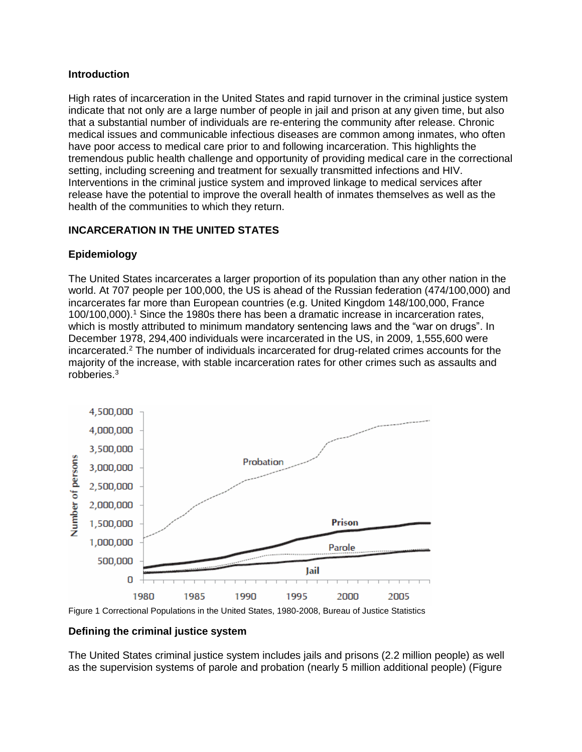### Introduction

High rates of incarceration in the United States and rapid turnover in the criminal justice system indicate that not only are a large number of people in jail and prison at any given time, but also that a substantial number of individuals are re-entering the community after release. Chronic medical issues and communicable infectious diseases are common among inmates, who often have poor access to medical care prior to and following incarceration. This highlights the tremendous public health challenge and opportunity of providing medical care in the correctional setting, including screening and treatment for sexually transmitted infections and HIV. Interventions in the criminal justice system and improved linkage to medical services after release have the potential to improve the overall health of inmates themselves as well as the health of the communities to which they return.

## INCARCERATION IN THE UNITED STATES

### Epidemiology

The United States incarcerates a larger proportion of its population than any other nation in the world. At 707 people per 100,000, the US is ahead of the Russian federation (474/100,000) and incarcerates far more than European countries (e.g. United Kingdom 148/100,000, France 100/100,000).[1] Since the 1980s there has been a dramatic increase in incarceration rates, which is mostly attributed to minimum mandatory sentencing laws and the "war on drugs". In December 1978, 294,400 individuals were incarcerated in the US, in 2009, 1,555,600 were incarcerated.[2] The number of individuals incarcerated for drug-related crimes accounts for the majority of the increase, with stable incarceration rates for other crimes such as assaults and robberies.[3]

Figure 1 Correctional Populations in the United States, 1980-2008, Bureau of Justice Statistics

### Defining the criminal justice system

The United States criminal justice system includes jails and prisons (2.2 million people) as well as the supervision systems of parole and probation (nearly 5 million additional people) (Figure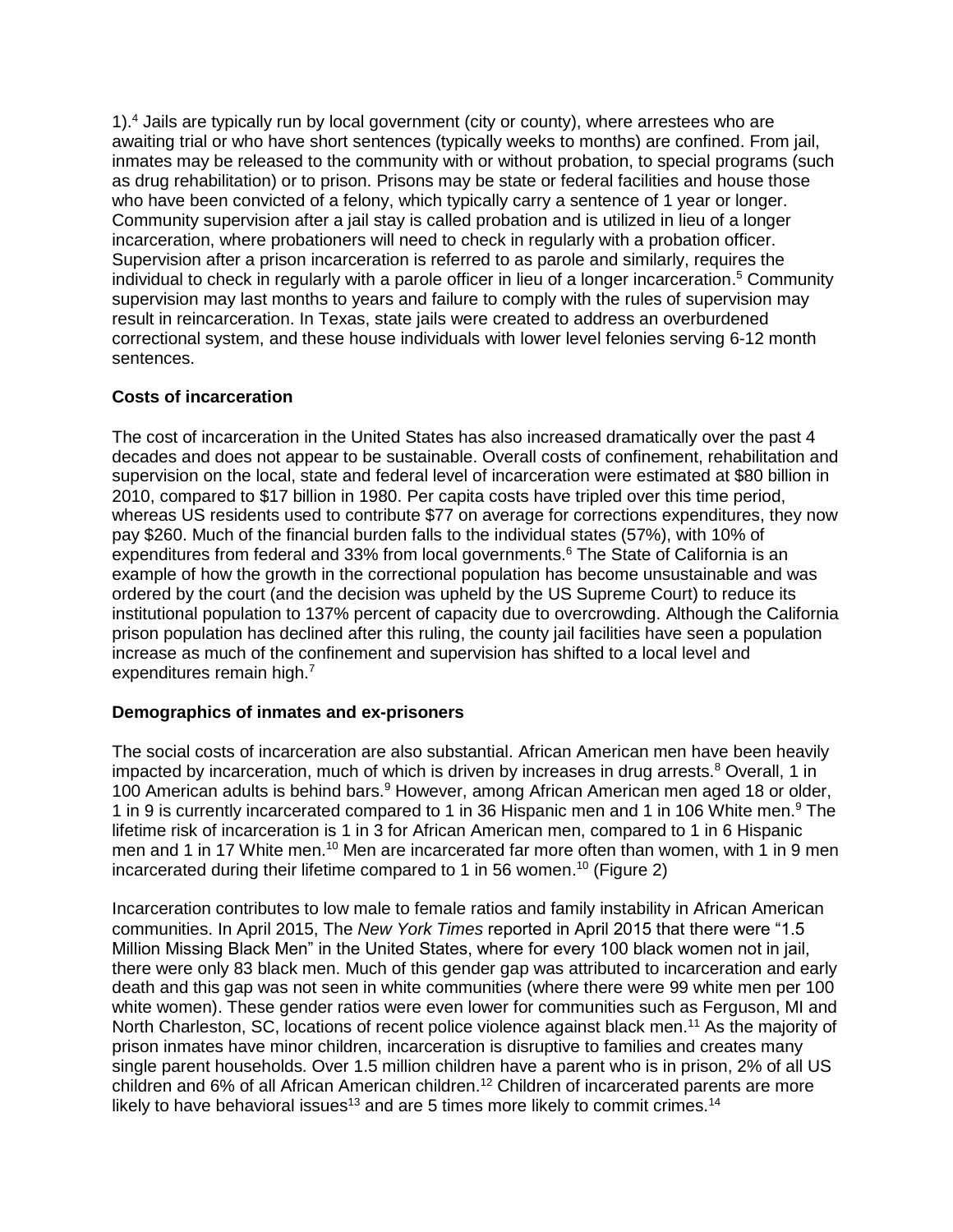1).[4] Jails are typically run by local government (city or county), where arrestees who are awaiting trial or who have short sentences (typically weeks to months) are confined. From jail, inmates may be released to the community with or without probation, to special programs (such as drug rehabilitation) or to prison. Prisons may be state or federal facilities and house those who have been convicted of a felony, which typically carry a sentence of 1 year or longer. Community supervision after a jail stay is called probation and is utilized in lieu of a longer incarceration, where probationers will need to check in regularly with a probation officer. Supervision after a prison incarceration is referred to as parole and similarly, requires the individual to check in regularly with a parole officer in lieu of a longer incarceration.[5] Community supervision may last months to years and failure to comply with the rules of supervision may result in reincarceration. In Texas, state jails were created to address an overburdened correctional system, and these house individuals with lower level felonies serving 6-12 month sentences.

**Costs of incarceration**

The cost of incarceration in the United States has also increased dramatically over the past 4 decades and does not appear to be sustainable. Overall costs of confinement, rehabilitation and supervision on the local, state and federal level of incarceration were estimated at $80 billion in 2010, compared to $17 billion in 1980. Per capita costs have tripled over this time period, whereas US residents used to contribute $77 on average for corrections expenditures, they now pay $260. Much of the financial burden falls to the individual states (57%), with 10% of expenditures from federal and 33% from local governments.[6] The State of California is an example of how the growth in the correctional population has become unsustainable and was ordered by the court (and the decision was upheld by the US Supreme Court) to reduce its institutional population to 137% percent of capacity due to overcrowding. Although the California prison population has declined after this ruling, the county jail facilities have seen a population increase as much of the confinement and supervision has shifted to a local level and expenditures remain high.[7]

**Demographics of inmates and ex-prisoners**

The social costs of incarceration are also substantial. African American men have been heavily impacted by incarceration, much of which is driven by increases in drug arrests.[8] Overall, 1 in 100 American adults is behind bars.[9] However, among African American men aged 18 or older, 1 in 9 is currently incarcerated compared to 1 in 36 Hispanic men and 1 in 106 White men.[9] The lifetime risk of incarceration is 1 in 3 for African American men, compared to 1 in 6 Hispanic men and 1 in 17 White men.[10] Men are incarcerated far more often than women, with 1 in 9 men incarcerated during their lifetime compared to 1 in 56 women.[10] (Figure 2)

Incarceration contributes to low male to female ratios and family instability in African American communities. In April 2015, The *New York Times* reported in April 2015 that there were "1.5 Million Missing Black Men" in the United States, where for every 100 black women not in jail, there were only 83 black men. Much of this gender gap was attributed to incarceration and early death and this gap was not seen in white communities (where there were 99 white men per 100 white women). These gender ratios were even lower for communities such as Ferguson, MI and North Charleston, SC, locations of recent police violence against black men.[11] As the majority of prison inmates have minor children, incarceration is disruptive to families and creates many single parent households. Over 1.5 million children have a parent who is in prison, 2% of all US children and 6% of all African American children.[12] Children of incarcerated parents are more likely to have behavioral issues[13] and are 5 times more likely to commit crimes.[14]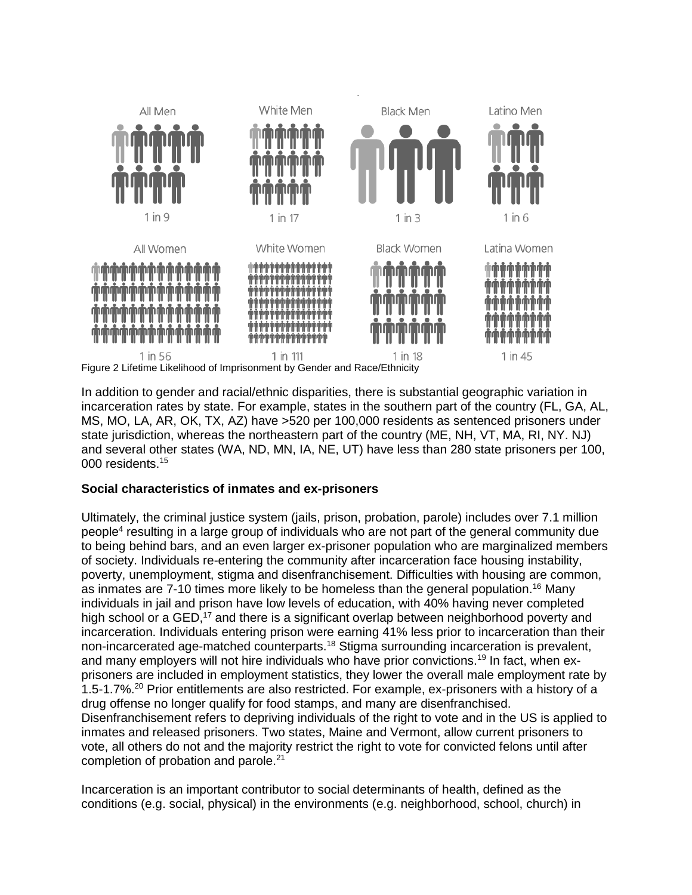All Men 1 in 9

White Men 1 in 17

Black Men 1 in 3

Latino Men 1 in 6

All Women 1 in 56

White Women 1 in 111

Black Women 1 in 18

Latina Women 1 in 45

Figure 2 Lifetime Likelihood of Imprisonment by Gender and Race/Ethnicity

In addition to gender and racial/ethnic disparities, there is substantial geographic variation in incarceration rates by state. For example, states in the southern part of the country (FL, GA, AL, MS, MO, LA, AR, OK, TX, AZ) have >520 per 100,000 residents as sentenced prisoners under state jurisdiction, whereas the northeastern part of the country (ME, NH, VT, MA, RI, NY. NJ) and several other states (WA, ND, MN, IA, NE, UT) have less than 280 state prisoners per 100, 000 residents.[15]

**Social characteristics of inmates and ex-prisoners**

Ultimately, the criminal justice system (jails, prison, probation, parole) includes over 7.1 million people[4] resulting in a large group of individuals who are not part of the general community due to being behind bars, and an even larger ex-prisoner population who are marginalized members of society. Individuals re-entering the community after incarceration face housing instability, poverty, unemployment, stigma and disenfranchisement. Difficulties with housing are common, as inmates are 7-10 times more likely to be homeless than the general population.[16] Many individuals in jail and prison have low levels of education, with 40% having never completed high school or a GED,[17] and there is a significant overlap between neighborhood poverty and incarceration. Individuals entering prison were earning 41% less prior to incarceration than their non-incarcerated age-matched counterparts.[18] Stigma surrounding incarceration is prevalent, and many employers will not hire individuals who have prior convictions.[19] In fact, when ex-prisoners are included in employment statistics, they lower the overall male employment rate by 1.5-1.7%.[20] Prior entitlements are also restricted. For example, ex-prisoners with a history of a drug offense no longer qualify for food stamps, and many are disenfranchised. Disenfranchisement refers to depriving individuals of the right to vote and in the US is applied to inmates and released prisoners. Two states, Maine and Vermont, allow current prisoners to vote, all others do not and the majority restrict the right to vote for convicted felons until after completion of probation and parole.[21]

Incarceration is an important contributor to social determinants of health, defined as the conditions (e.g. social, physical) in the environments (e.g. neighborhood, school, church) in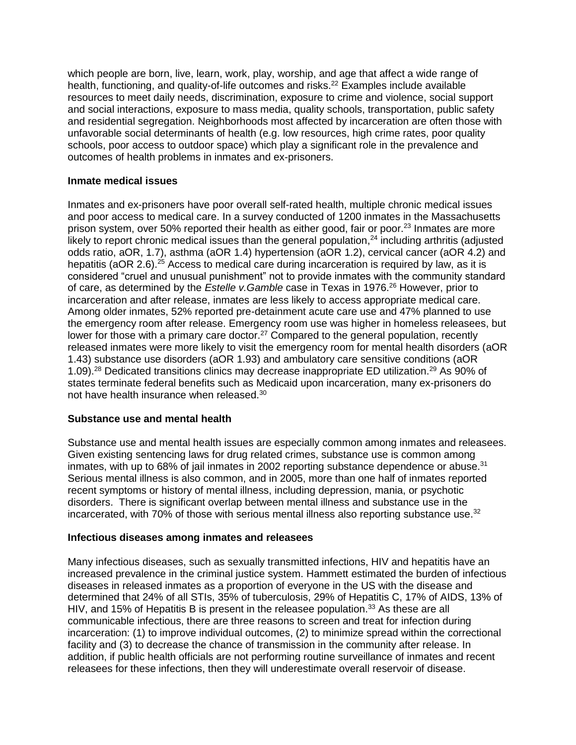which people are born, live, learn, work, play, worship, and age that affect a wide range of health, functioning, and quality-of-life outcomes and risks.[22] Examples include available resources to meet daily needs, discrimination, exposure to crime and violence, social support and social interactions, exposure to mass media, quality schools, transportation, public safety and residential segregation. Neighborhoods most affected by incarceration are often those with unfavorable social determinants of health (e.g. low resources, high crime rates, poor quality schools, poor access to outdoor space) which play a significant role in the prevalence and outcomes of health problems in inmates and ex-prisoners.

**Inmate medical issues**

Inmates and ex-prisoners have poor overall self-rated health, multiple chronic medical issues and poor access to medical care. In a survey conducted of 1200 inmates in the Massachusetts prison system, over 50% reported their health as either good, fair or poor.[23] Inmates are more likely to report chronic medical issues than the general population,[24] including arthritis (adjusted odds ratio, aOR, 1.7), asthma (aOR 1.4) hypertension (aOR 1.2), cervical cancer (aOR 4.2) and hepatitis (aOR 2.6).[25] Access to medical care during incarceration is required by law, as it is considered "cruel and unusual punishment" not to provide inmates with the community standard of care, as determined by the *Estelle v.Gamble* case in Texas in 1976.[26] However, prior to incarceration and after release, inmates are less likely to access appropriate medical care. Among older inmates, 52% reported pre-detainment acute care use and 47% planned to use the emergency room after release. Emergency room use was higher in homeless releasees, but lower for those with a primary care doctor.[27] Compared to the general population, recently released inmates were more likely to visit the emergency room for mental health disorders (aOR 1.43) substance use disorders (aOR 1.93) and ambulatory care sensitive conditions (aOR 1.09).[28] Dedicated transitions clinics may decrease inappropriate ED utilization.[29] As 90% of states terminate federal benefits such as Medicaid upon incarceration, many ex-prisoners do not have health insurance when released.[30]

**Substance use and mental health**

Substance use and mental health issues are especially common among inmates and releasees. Given existing sentencing laws for drug related crimes, substance use is common among inmates, with up to 68% of jail inmates in 2002 reporting substance dependence or abuse.[31] Serious mental illness is also common, and in 2005, more than one half of inmates reported recent symptoms or history of mental illness, including depression, mania, or psychotic disorders. There is significant overlap between mental illness and substance use in the incarcerated, with 70% of those with serious mental illness also reporting substance use.[32]

**Infectious diseases among inmates and releasees**

Many infectious diseases, such as sexually transmitted infections, HIV and hepatitis have an increased prevalence in the criminal justice system. Hammett estimated the burden of infectious diseases in released inmates as a proportion of everyone in the US with the disease and determined that 24% of all STIs, 35% of tuberculosis, 29% of Hepatitis C, 17% of AIDS, 13% of HIV, and 15% of Hepatitis B is present in the releasee population.[33] As these are all communicable infectious, there are three reasons to screen and treat for infection during incarceration: (1) to improve individual outcomes, (2) to minimize spread within the correctional facility and (3) to decrease the chance of transmission in the community after release. In addition, if public health officials are not performing routine surveillance of inmates and recent releasees for these infections, then they will underestimate overall reservoir of disease.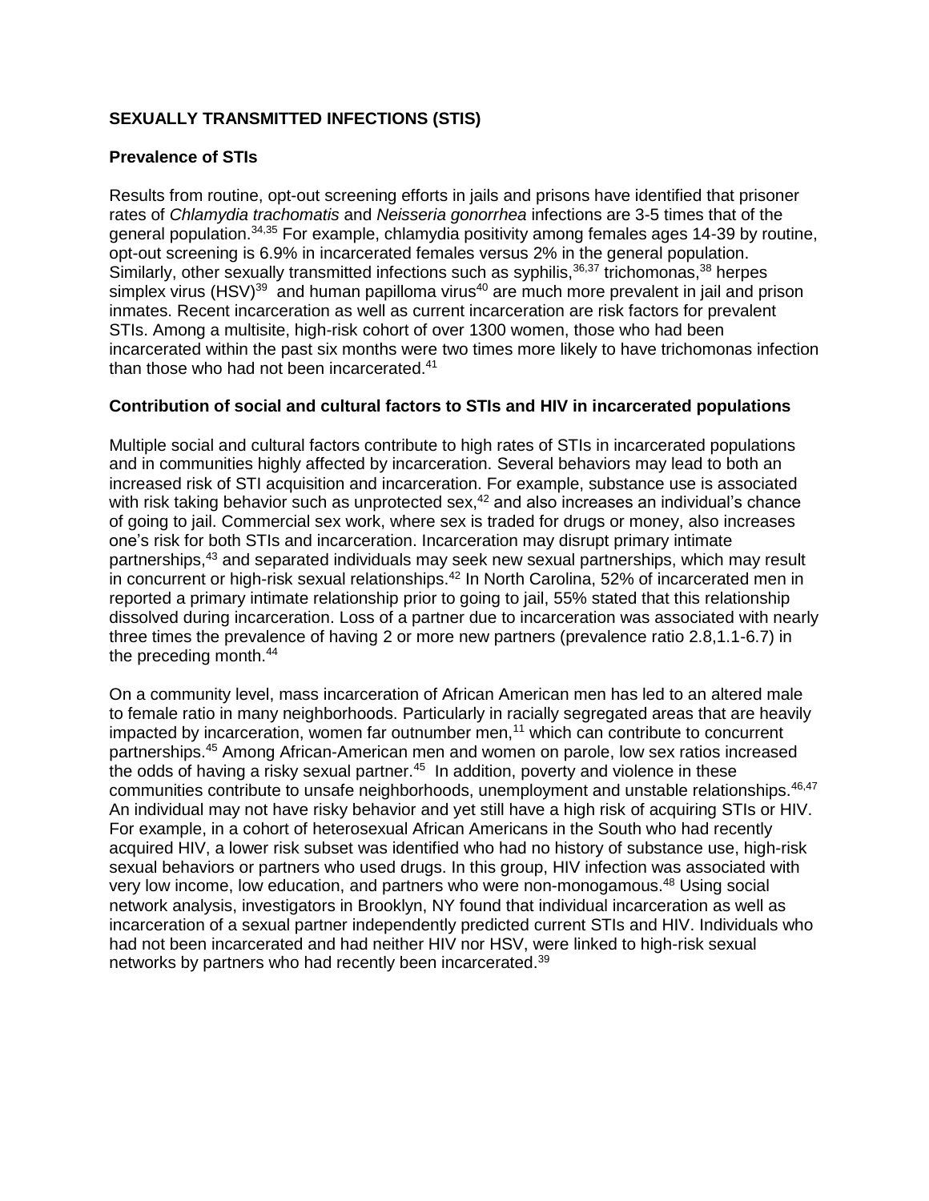**SEXUALLY TRANSMITTED INFECTIONS (STIS)**

**Prevalence of STIs**

Results from routine, opt-out screening efforts in jails and prisons have identified that prisoner rates of *Chlamydia trachomatis* and *Neisseria gonorrhea* infections are 3-5 times that of the general population.[34,35] For example, chlamydia positivity among females ages 14-39 by routine, opt-out screening is 6.9% in incarcerated females versus 2% in the general population. Similarly, other sexually transmitted infections such as syphilis,[36,37] trichomonas,[38] herpes simplex virus (HSV)[39] and human papilloma virus[40] are much more prevalent in jail and prison inmates. Recent incarceration as well as current incarceration are risk factors for prevalent STIs. Among a multisite, high-risk cohort of over 1300 women, those who had been incarcerated within the past six months were two times more likely to have trichomonas infection than those who had not been incarcerated.[41]

**Contribution of social and cultural factors to STIs and HIV in incarcerated populations**

Multiple social and cultural factors contribute to high rates of STIs in incarcerated populations and in communities highly affected by incarceration. Several behaviors may lead to both an increased risk of STI acquisition and incarceration. For example, substance use is associated with risk taking behavior such as unprotected sex,[42] and also increases an individual's chance of going to jail. Commercial sex work, where sex is traded for drugs or money, also increases one's risk for both STIs and incarceration. Incarceration may disrupt primary intimate partnerships,[43] and separated individuals may seek new sexual partnerships, which may result in concurrent or high-risk sexual relationships.[42] In North Carolina, 52% of incarcerated men in reported a primary intimate relationship prior to going to jail, 55% stated that this relationship dissolved during incarceration. Loss of a partner due to incarceration was associated with nearly three times the prevalence of having 2 or more new partners (prevalence ratio 2.8,1.1-6.7) in the preceding month.[44]

On a community level, mass incarceration of African American men has led to an altered male to female ratio in many neighborhoods. Particularly in racially segregated areas that are heavily impacted by incarceration, women far outnumber men,[11] which can contribute to concurrent partnerships.[45] Among African-American men and women on parole, low sex ratios increased the odds of having a risky sexual partner.[45] In addition, poverty and violence in these communities contribute to unsafe neighborhoods, unemployment and unstable relationships.[46,47] An individual may not have risky behavior and yet still have a high risk of acquiring STIs or HIV. For example, in a cohort of heterosexual African Americans in the South who had recently acquired HIV, a lower risk subset was identified who had no history of substance use, high-risk sexual behaviors or partners who used drugs. In this group, HIV infection was associated with very low income, low education, and partners who were non-monogamous.[48] Using social network analysis, investigators in Brooklyn, NY found that individual incarceration as well as incarceration of a sexual partner independently predicted current STIs and HIV. Individuals who had not been incarcerated and had neither HIV nor HSV, were linked to high-risk sexual networks by partners who had recently been incarcerated.[39]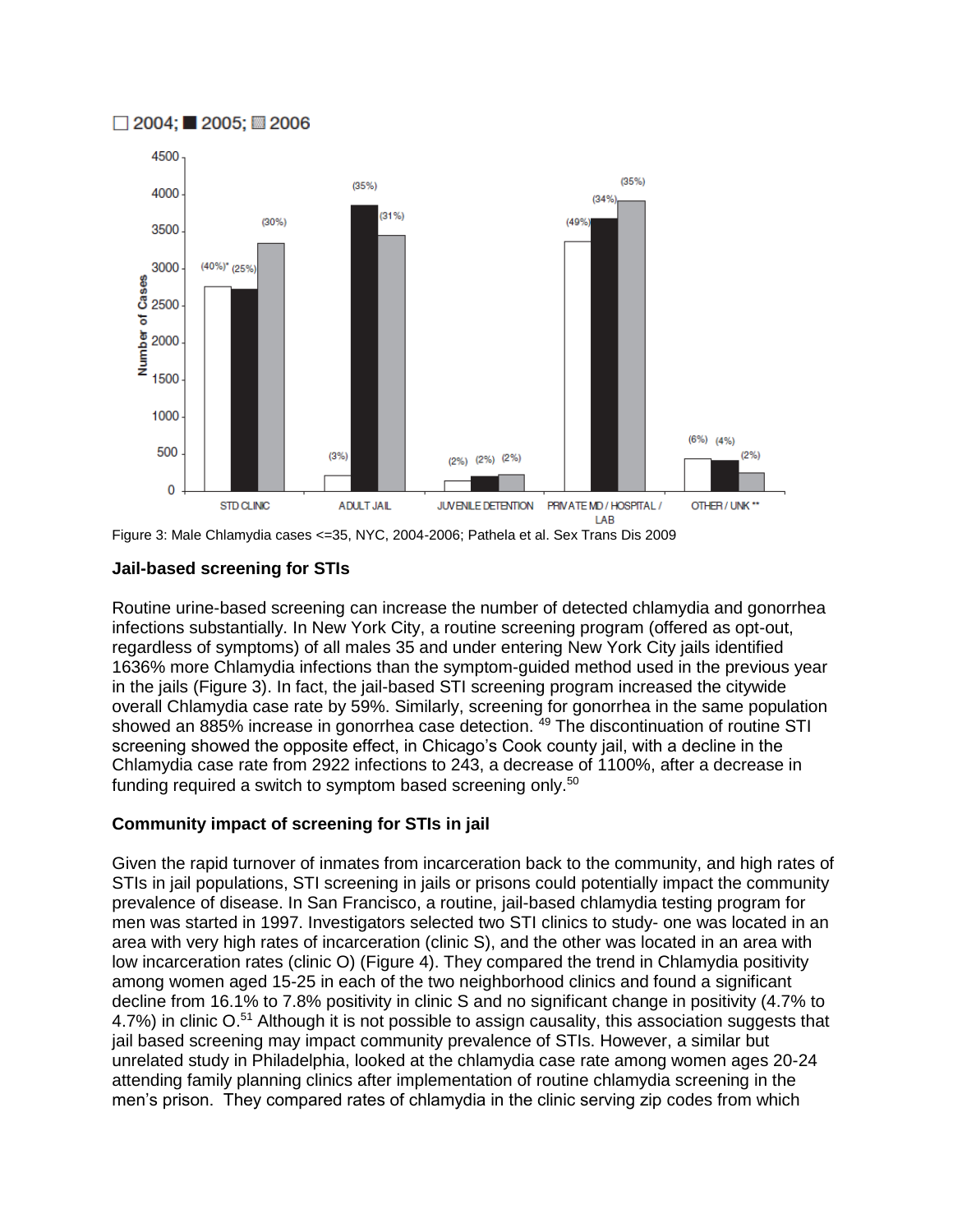Figure 3: Male Chlamydia cases <=35, NYC, 2004-2006; Pathela et al. Sex Trans Dis 2009

**Jail-based screening for STIs**

Routine urine-based screening can increase the number of detected chlamydia and gonorrhea infections substantially. In New York City, a routine screening program (offered as opt-out, regardless of symptoms) of all males 35 and under entering New York City jails identified 1636% more Chlamydia infections than the symptom-guided method used in the previous year in the jails (Figure 3). In fact, the jail-based STI screening program increased the citywide overall Chlamydia case rate by 59%. Similarly, screening for gonorrhea in the same population showed an 885% increase in gonorrhea case detection. [49] The discontinuation of routine STI screening showed the opposite effect, in Chicago's Cook county jail, with a decline in the Chlamydia case rate from 2922 infections to 243, a decrease of 1100%, after a decrease in funding required a switch to symptom based screening only.[50]

**Community impact of screening for STIs in jail**

Given the rapid turnover of inmates from incarceration back to the community, and high rates of STIs in jail populations, STI screening in jails or prisons could potentially impact the community prevalence of disease. In San Francisco, a routine, jail-based chlamydia testing program for men was started in 1997. Investigators selected two STI clinics to study- one was located in an area with very high rates of incarceration (clinic S), and the other was located in an area with low incarceration rates (clinic O) (Figure 4). They compared the trend in Chlamydia positivity among women aged 15-25 in each of the two neighborhood clinics and found a significant decline from 16.1% to 7.8% positivity in clinic S and no significant change in positivity (4.7% to 4.7%) in clinic O.[51] Although it is not possible to assign causality, this association suggests that jail based screening may impact community prevalence of STIs. However, a similar but unrelated study in Philadelphia, looked at the chlamydia case rate among women ages 20-24 attending family planning clinics after implementation of routine chlamydia screening in the men's prison. They compared rates of chlamydia in the clinic serving zip codes from which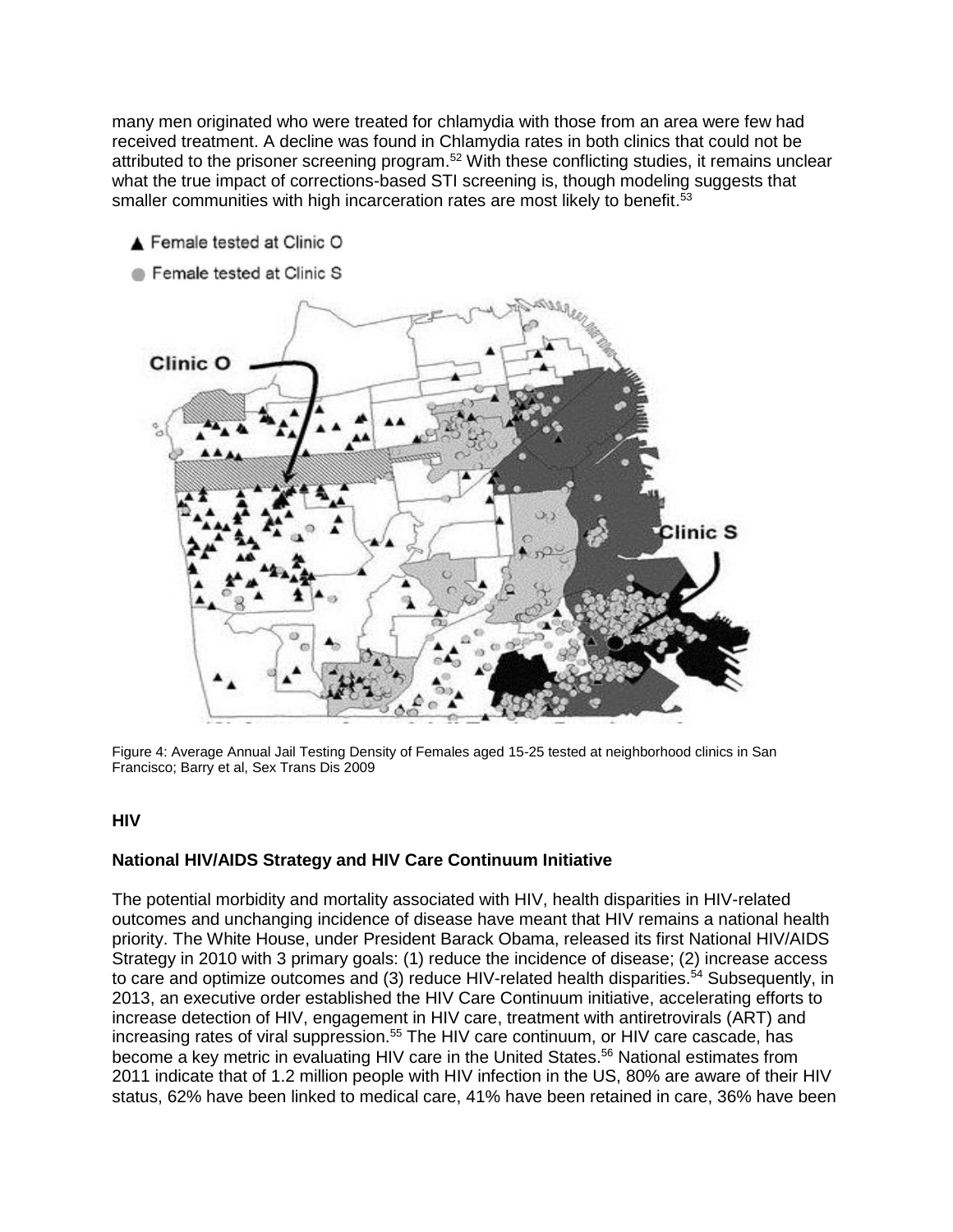many men originated who were treated for chlamydia with those from an area were few had received treatment. A decline was found in Chlamydia rates in both clinics that could not be attributed to the prisoner screening program.[52] With these conflicting studies, it remains unclear what the true impact of corrections-based STI screening is, though modeling suggests that smaller communities with high incarceration rates are most likely to benefit.[53]

Figure 4: Average Annual Jail Testing Density of Females aged 15-25 tested at neighborhood clinics in San Francisco; Barry et al, Sex Trans Dis 2009

## HIV

### National HIV/AIDS Strategy and HIV Care Continuum Initiative

The potential morbidity and mortality associated with HIV, health disparities in HIV-related outcomes and unchanging incidence of disease have meant that HIV remains a national health priority. The White House, under President Barack Obama, released its first National HIV/AIDS Strategy in 2010 with 3 primary goals: (1) reduce the incidence of disease; (2) increase access to care and optimize outcomes and (3) reduce HIV-related health disparities.[54] Subsequently, in 2013, an executive order established the HIV Care Continuum initiative, accelerating efforts to increase detection of HIV, engagement in HIV care, treatment with antiretrovirals (ART) and increasing rates of viral suppression.[55] The HIV care continuum, or HIV care cascade, has become a key metric in evaluating HIV care in the United States.[56] National estimates from 2011 indicate that of 1.2 million people with HIV infection in the US, 80% are aware of their HIV status, 62% have been linked to medical care, 41% have been retained in care, 36% have been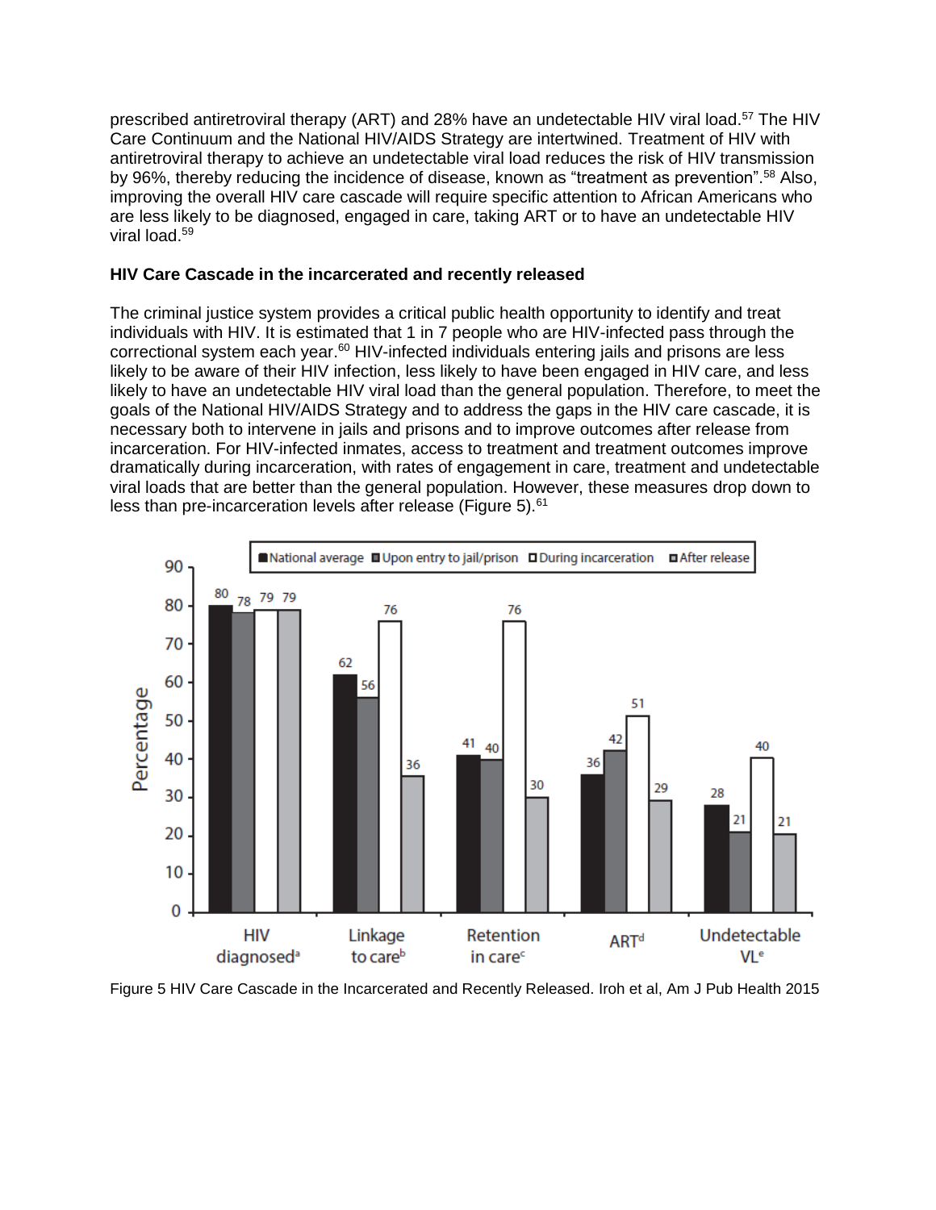prescribed antiretroviral therapy (ART) and 28% have an undetectable HIV viral load.[57] The HIV Care Continuum and the National HIV/AIDS Strategy are intertwined. Treatment of HIV with antiretroviral therapy to achieve an undetectable viral load reduces the risk of HIV transmission by 96%, thereby reducing the incidence of disease, known as "treatment as prevention".[58] Also, improving the overall HIV care cascade will require specific attention to African Americans who are less likely to be diagnosed, engaged in care, taking ART or to have an undetectable HIV viral load.[59]

**HIV Care Cascade in the incarcerated and recently released**

The criminal justice system provides a critical public health opportunity to identify and treat individuals with HIV. It is estimated that 1 in 7 people who are HIV-infected pass through the correctional system each year.[60] HIV-infected individuals entering jails and prisons are less likely to be aware of their HIV infection, less likely to have been engaged in HIV care, and less likely to have an undetectable HIV viral load than the general population. Therefore, to meet the goals of the National HIV/AIDS Strategy and to address the gaps in the HIV care cascade, it is necessary both to intervene in jails and prisons and to improve outcomes after release from incarceration. For HIV-infected inmates, access to treatment and treatment outcomes improve dramatically during incarceration, with rates of engagement in care, treatment and undetectable viral loads that are better than the general population. However, these measures drop down to less than pre-incarceration levels after release (Figure 5).[61]

| | National average | Upon entry to jail/prison | During incarceration | After release |
|---|---|---|---|---|
| HIV diagnosed[a] | 80 | 78 | 79 | 79 |
| Linkage to care[b] | 62 | 56 | 76 | 36 |
| Retention in care[c] | 41 | 40 | 76 | 30 |
| ART[d] | 36 | 42 | 51 | 29 |
| Undetectable VL[e] | 28 | 21 | 40 | 21 |

Figure 5 HIV Care Cascade in the Incarcerated and Recently Released. Iroh et al, Am J Pub Health 2015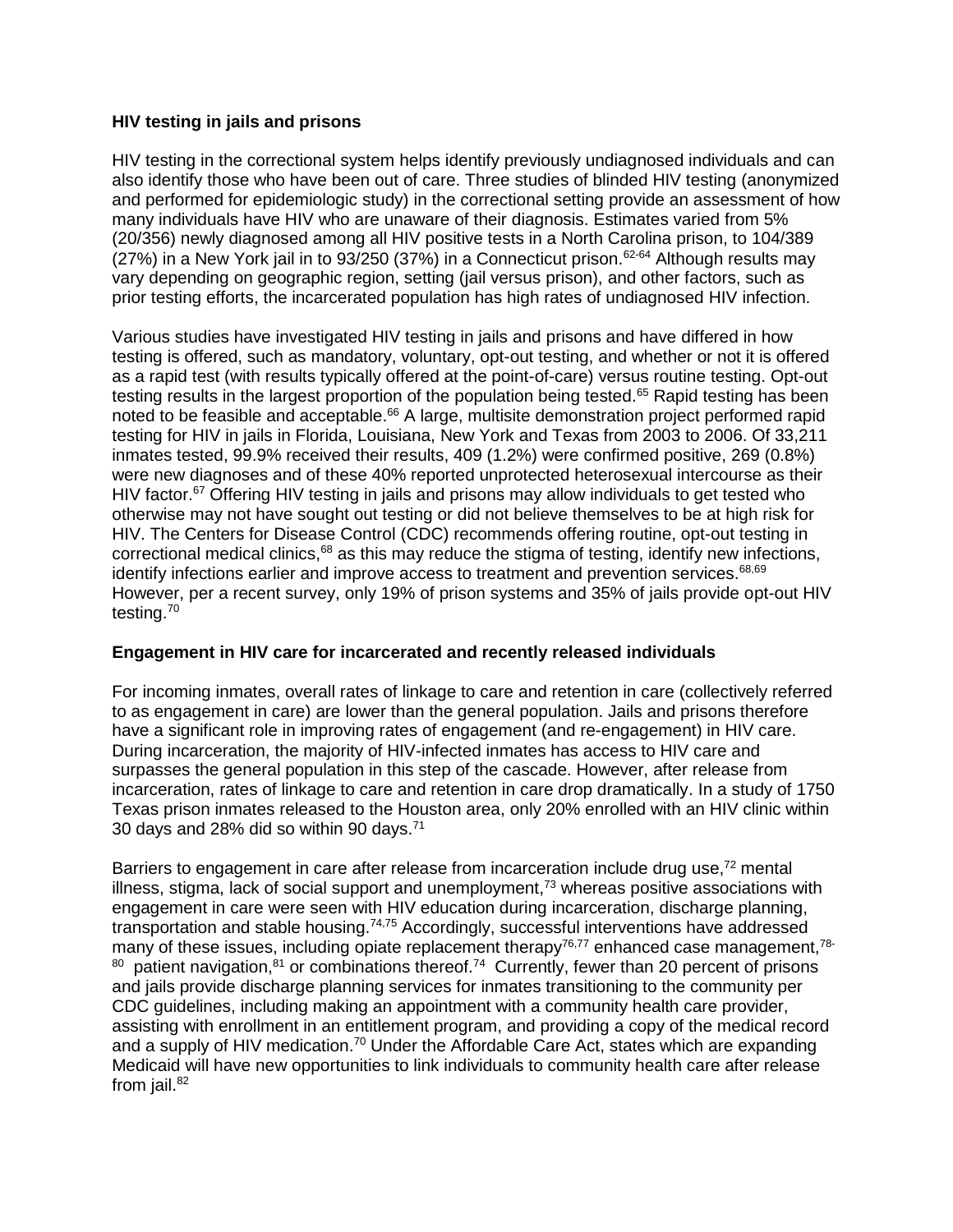**HIV testing in jails and prisons**

HIV testing in the correctional system helps identify previously undiagnosed individuals and can also identify those who have been out of care. Three studies of blinded HIV testing (anonymized and performed for epidemiologic study) in the correctional setting provide an assessment of how many individuals have HIV who are unaware of their diagnosis. Estimates varied from 5% (20/356) newly diagnosed among all HIV positive tests in a North Carolina prison, to 104/389 (27%) in a New York jail in to 93/250 (37%) in a Connecticut prison.[62-64] Although results may vary depending on geographic region, setting (jail versus prison), and other factors, such as prior testing efforts, the incarcerated population has high rates of undiagnosed HIV infection.

Various studies have investigated HIV testing in jails and prisons and have differed in how testing is offered, such as mandatory, voluntary, opt-out testing, and whether or not it is offered as a rapid test (with results typically offered at the point-of-care) versus routine testing. Opt-out testing results in the largest proportion of the population being tested.[65] Rapid testing has been noted to be feasible and acceptable.[66] A large, multisite demonstration project performed rapid testing for HIV in jails in Florida, Louisiana, New York and Texas from 2003 to 2006. Of 33,211 inmates tested, 99.9% received their results, 409 (1.2%) were confirmed positive, 269 (0.8%) were new diagnoses and of these 40% reported unprotected heterosexual intercourse as their HIV factor.[67] Offering HIV testing in jails and prisons may allow individuals to get tested who otherwise may not have sought out testing or did not believe themselves to be at high risk for HIV. The Centers for Disease Control (CDC) recommends offering routine, opt-out testing in correctional medical clinics,[68] as this may reduce the stigma of testing, identify new infections, identify infections earlier and improve access to treatment and prevention services.[68,69] However, per a recent survey, only 19% of prison systems and 35% of jails provide opt-out HIV testing.[70]

**Engagement in HIV care for incarcerated and recently released individuals**

For incoming inmates, overall rates of linkage to care and retention in care (collectively referred to as engagement in care) are lower than the general population. Jails and prisons therefore have a significant role in improving rates of engagement (and re-engagement) in HIV care. During incarceration, the majority of HIV-infected inmates has access to HIV care and surpasses the general population in this step of the cascade. However, after release from incarceration, rates of linkage to care and retention in care drop dramatically. In a study of 1750 Texas prison inmates released to the Houston area, only 20% enrolled with an HIV clinic within 30 days and 28% did so within 90 days.[71]

Barriers to engagement in care after release from incarceration include drug use,[72] mental illness, stigma, lack of social support and unemployment,[73] whereas positive associations with engagement in care were seen with HIV education during incarceration, discharge planning, transportation and stable housing.[74,75] Accordingly, successful interventions have addressed many of these issues, including opiate replacement therapy[76,77] enhanced case management,[78-80] patient navigation,[81] or combinations thereof.[74] Currently, fewer than 20 percent of prisons and jails provide discharge planning services for inmates transitioning to the community per CDC guidelines, including making an appointment with a community health care provider, assisting with enrollment in an entitlement program, and providing a copy of the medical record and a supply of HIV medication.[70] Under the Affordable Care Act, states which are expanding Medicaid will have new opportunities to link individuals to community health care after release from jail.[82]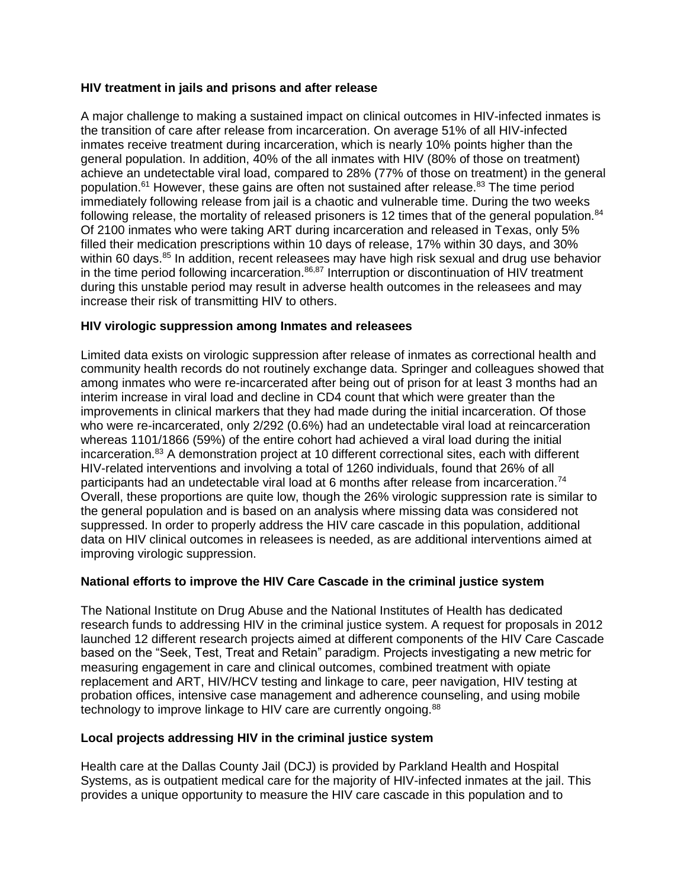### HIV treatment in jails and prisons and after release

A major challenge to making a sustained impact on clinical outcomes in HIV-infected inmates is the transition of care after release from incarceration. On average 51% of all HIV-infected inmates receive treatment during incarceration, which is nearly 10% points higher than the general population. In addition, 40% of the all inmates with HIV (80% of those on treatment) achieve an undetectable viral load, compared to 28% (77% of those on treatment) in the general population.[61] However, these gains are often not sustained after release.[83] The time period immediately following release from jail is a chaotic and vulnerable time. During the two weeks following release, the mortality of released prisoners is 12 times that of the general population.[84] Of 2100 inmates who were taking ART during incarceration and released in Texas, only 5% filled their medication prescriptions within 10 days of release, 17% within 30 days, and 30% within 60 days.[85] In addition, recent releasees may have high risk sexual and drug use behavior in the time period following incarceration.[86,87] Interruption or discontinuation of HIV treatment during this unstable period may result in adverse health outcomes in the releasees and may increase their risk of transmitting HIV to others.

### HIV virologic suppression among Inmates and releasees

Limited data exists on virologic suppression after release of inmates as correctional health and community health records do not routinely exchange data. Springer and colleagues showed that among inmates who were re-incarcerated after being out of prison for at least 3 months had an interim increase in viral load and decline in CD4 count that which were greater than the improvements in clinical markers that they had made during the initial incarceration. Of those who were re-incarcerated, only 2/292 (0.6%) had an undetectable viral load at reincarceration whereas 1101/1866 (59%) of the entire cohort had achieved a viral load during the initial incarceration.[83] A demonstration project at 10 different correctional sites, each with different HIV-related interventions and involving a total of 1260 individuals, found that 26% of all participants had an undetectable viral load at 6 months after release from incarceration.[74] Overall, these proportions are quite low, though the 26% virologic suppression rate is similar to the general population and is based on an analysis where missing data was considered not suppressed. In order to properly address the HIV care cascade in this population, additional data on HIV clinical outcomes in releasees is needed, as are additional interventions aimed at improving virologic suppression.

### National efforts to improve the HIV Care Cascade in the criminal justice system

The National Institute on Drug Abuse and the National Institutes of Health has dedicated research funds to addressing HIV in the criminal justice system. A request for proposals in 2012 launched 12 different research projects aimed at different components of the HIV Care Cascade based on the "Seek, Test, Treat and Retain" paradigm. Projects investigating a new metric for measuring engagement in care and clinical outcomes, combined treatment with opiate replacement and ART, HIV/HCV testing and linkage to care, peer navigation, HIV testing at probation offices, intensive case management and adherence counseling, and using mobile technology to improve linkage to HIV care are currently ongoing.[88]

### Local projects addressing HIV in the criminal justice system

Health care at the Dallas County Jail (DCJ) is provided by Parkland Health and Hospital Systems, as is outpatient medical care for the majority of HIV-infected inmates at the jail. This provides a unique opportunity to measure the HIV care cascade in this population and to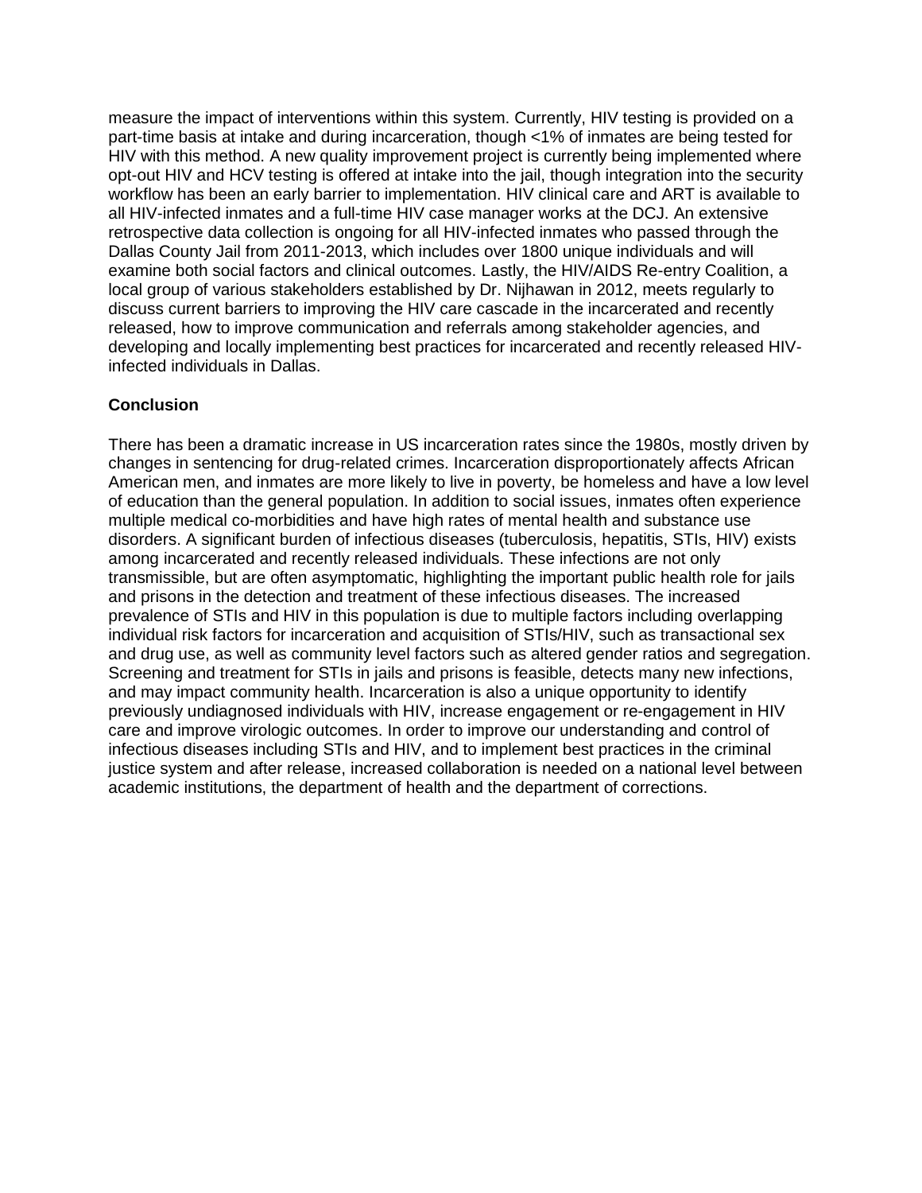measure the impact of interventions within this system. Currently, HIV testing is provided on a part-time basis at intake and during incarceration, though <1% of inmates are being tested for HIV with this method. A new quality improvement project is currently being implemented where opt-out HIV and HCV testing is offered at intake into the jail, though integration into the security workflow has been an early barrier to implementation. HIV clinical care and ART is available to all HIV-infected inmates and a full-time HIV case manager works at the DCJ. An extensive retrospective data collection is ongoing for all HIV-infected inmates who passed through the Dallas County Jail from 2011-2013, which includes over 1800 unique individuals and will examine both social factors and clinical outcomes. Lastly, the HIV/AIDS Re-entry Coalition, a local group of various stakeholders established by Dr. Nijhawan in 2012, meets regularly to discuss current barriers to improving the HIV care cascade in the incarcerated and recently released, how to improve communication and referrals among stakeholder agencies, and developing and locally implementing best practices for incarcerated and recently released HIV-infected individuals in Dallas.

**Conclusion**

There has been a dramatic increase in US incarceration rates since the 1980s, mostly driven by changes in sentencing for drug-related crimes. Incarceration disproportionately affects African American men, and inmates are more likely to live in poverty, be homeless and have a low level of education than the general population. In addition to social issues, inmates often experience multiple medical co-morbidities and have high rates of mental health and substance use disorders. A significant burden of infectious diseases (tuberculosis, hepatitis, STIs, HIV) exists among incarcerated and recently released individuals. These infections are not only transmissible, but are often asymptomatic, highlighting the important public health role for jails and prisons in the detection and treatment of these infectious diseases. The increased prevalence of STIs and HIV in this population is due to multiple factors including overlapping individual risk factors for incarceration and acquisition of STIs/HIV, such as transactional sex and drug use, as well as community level factors such as altered gender ratios and segregation. Screening and treatment for STIs in jails and prisons is feasible, detects many new infections, and may impact community health. Incarceration is also a unique opportunity to identify previously undiagnosed individuals with HIV, increase engagement or re-engagement in HIV care and improve virologic outcomes. In order to improve our understanding and control of infectious diseases including STIs and HIV, and to implement best practices in the criminal justice system and after release, increased collaboration is needed on a national level between academic institutions, the department of health and the department of corrections.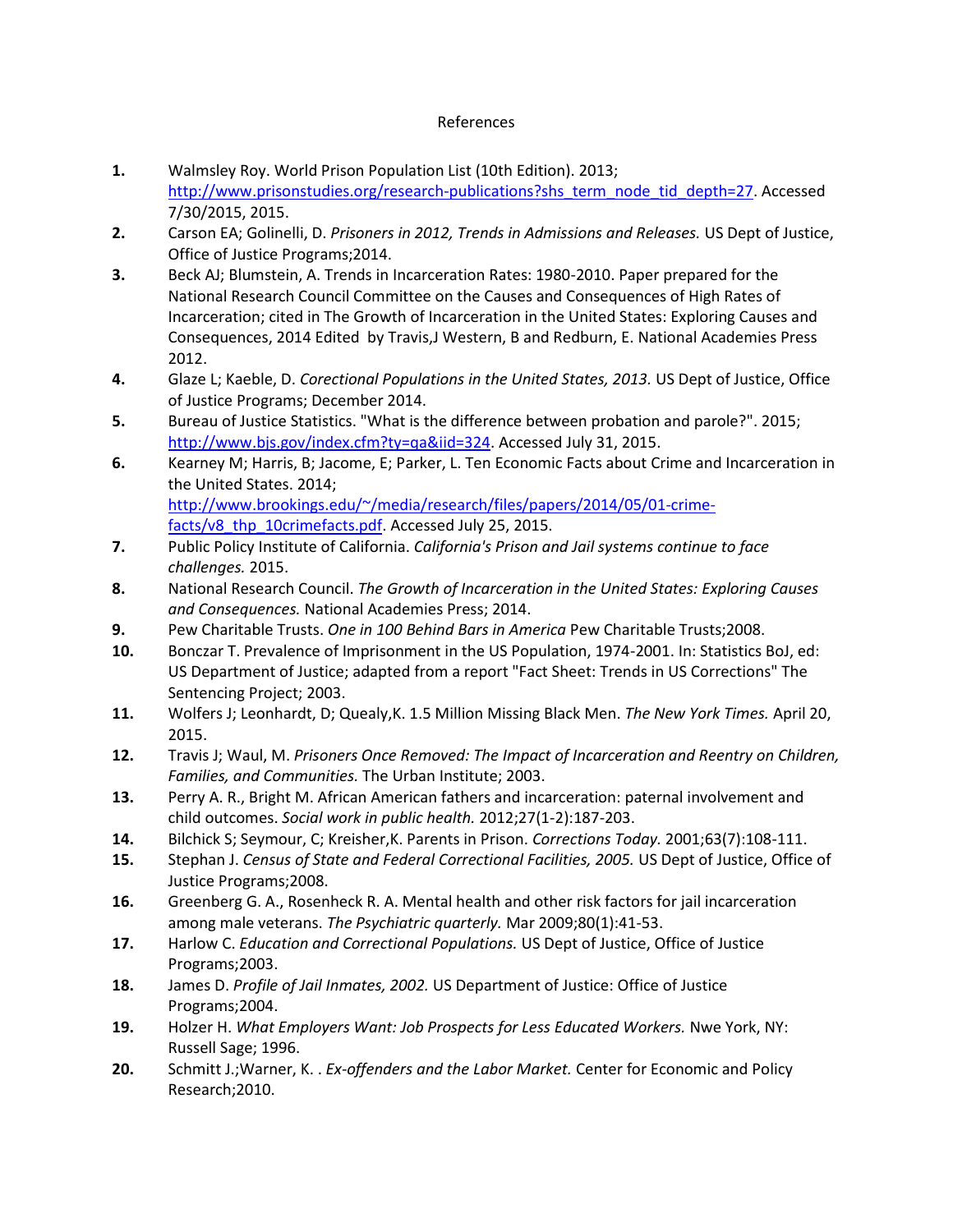# References

1. Walmsley Roy. World Prison Population List (10th Edition). 2013; http://www.prisonstudies.org/research-publications?shs_term_node_tid_depth=27. Accessed 7/30/2015, 2015.
2. Carson EA; Golinelli, D. *Prisoners in 2012, Trends in Admissions and Releases.* US Dept of Justice, Office of Justice Programs;2014.
3. Beck AJ; Blumstein, A. Trends in Incarceration Rates: 1980-2010. Paper prepared for the National Research Council Committee on the Causes and Consequences of High Rates of Incarceration; cited in The Growth of Incarceration in the United States: Exploring Causes and Consequences, 2014 Edited by Travis,J Western, B and Redburn, E. National Academies Press 2012.
4. Glaze L; Kaeble, D. *Corectional Populations in the United States, 2013.* US Dept of Justice, Office of Justice Programs; December 2014.
5. Bureau of Justice Statistics. "What is the difference between probation and parole?". 2015; http://www.bjs.gov/index.cfm?ty=qa&iid=324. Accessed July 31, 2015.
6. Kearney M; Harris, B; Jacome, E; Parker, L. Ten Economic Facts about Crime and Incarceration in the United States. 2014; http://www.brookings.edu/~/media/research/files/papers/2014/05/01-crime-facts/v8_thp_10crimefacts.pdf. Accessed July 25, 2015.
7. Public Policy Institute of California. *California's Prison and Jail systems continue to face challenges.* 2015.
8. National Research Council. *The Growth of Incarceration in the United States: Exploring Causes and Consequences.* National Academies Press; 2014.
9. Pew Charitable Trusts. *One in 100 Behind Bars in America* Pew Charitable Trusts;2008.
10. Bonczar T. Prevalence of Imprisonment in the US Population, 1974-2001. In: Statistics BoJ, ed: US Department of Justice; adapted from a report "Fact Sheet: Trends in US Corrections" The Sentencing Project; 2003.
11. Wolfers J; Leonhardt, D; Quealy,K. 1.5 Million Missing Black Men. *The New York Times.* April 20, 2015.
12. Travis J; Waul, M. *Prisoners Once Removed: The Impact of Incarceration and Reentry on Children, Families, and Communities.* The Urban Institute; 2003.
13. Perry A. R., Bright M. African American fathers and incarceration: paternal involvement and child outcomes. *Social work in public health.* 2012;27(1-2):187-203.
14. Bilchick S; Seymour, C; Kreisher,K. Parents in Prison. *Corrections Today.* 2001;63(7):108-111.
15. Stephan J. *Census of State and Federal Correctional Facilities, 2005.* US Dept of Justice, Office of Justice Programs;2008.
16. Greenberg G. A., Rosenheck R. A. Mental health and other risk factors for jail incarceration among male veterans. *The Psychiatric quarterly.* Mar 2009;80(1):41-53.
17. Harlow C. *Education and Correctional Populations.* US Dept of Justice, Office of Justice Programs;2003.
18. James D. *Profile of Jail Inmates, 2002.* US Department of Justice: Office of Justice Programs;2004.
19. Holzer H. *What Employers Want: Job Prospects for Less Educated Workers.* Nwe York, NY: Russell Sage; 1996.
20. Schmitt J.;Warner, K. . *Ex-offenders and the Labor Market.* Center for Economic and Policy Research;2010.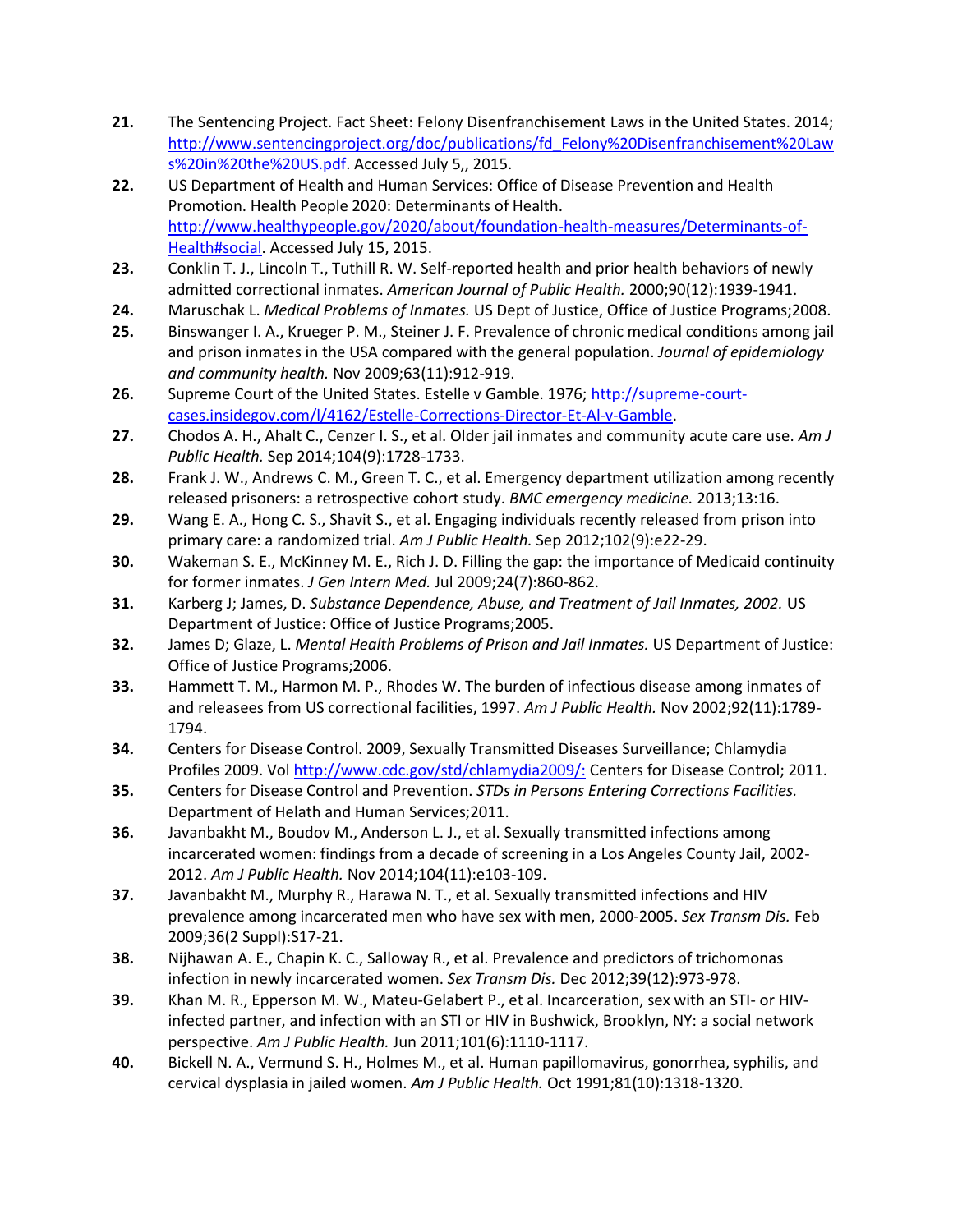21. The Sentencing Project. Fact Sheet: Felony Disenfranchisement Laws in the United States. 2014; http://www.sentencingproject.org/doc/publications/fd_Felony%20Disenfranchisement%20Laws%20in%20the%20US.pdf. Accessed July 5,, 2015.
22. US Department of Health and Human Services: Office of Disease Prevention and Health Promotion. Health People 2020: Determinants of Health. http://www.healthypeople.gov/2020/about/foundation-health-measures/Determinants-of-Health#social. Accessed July 15, 2015.
23. Conklin T. J., Lincoln T., Tuthill R. W. Self-reported health and prior health behaviors of newly admitted correctional inmates. *American Journal of Public Health.* 2000;90(12):1939-1941.
24. Maruschak L. *Medical Problems of Inmates.* US Dept of Justice, Office of Justice Programs;2008.
25. Binswanger I. A., Krueger P. M., Steiner J. F. Prevalence of chronic medical conditions among jail and prison inmates in the USA compared with the general population. *Journal of epidemiology and community health.* Nov 2009;63(11):912-919.
26. Supreme Court of the United States. Estelle v Gamble. 1976; http://supreme-court-cases.insidegov.com/l/4162/Estelle-Corrections-Director-Et-Al-v-Gamble.
27. Chodos A. H., Ahalt C., Cenzer I. S., et al. Older jail inmates and community acute care use. *Am J Public Health.* Sep 2014;104(9):1728-1733.
28. Frank J. W., Andrews C. M., Green T. C., et al. Emergency department utilization among recently released prisoners: a retrospective cohort study. *BMC emergency medicine.* 2013;13:16.
29. Wang E. A., Hong C. S., Shavit S., et al. Engaging individuals recently released from prison into primary care: a randomized trial. *Am J Public Health.* Sep 2012;102(9):e22-29.
30. Wakeman S. E., McKinney M. E., Rich J. D. Filling the gap: the importance of Medicaid continuity for former inmates. *J Gen Intern Med.* Jul 2009;24(7):860-862.
31. Karberg J; James, D. *Substance Dependence, Abuse, and Treatment of Jail Inmates, 2002.* US Department of Justice: Office of Justice Programs;2005.
32. James D; Glaze, L. *Mental Health Problems of Prison and Jail Inmates.* US Department of Justice: Office of Justice Programs;2006.
33. Hammett T. M., Harmon M. P., Rhodes W. The burden of infectious disease among inmates of and releasees from US correctional facilities, 1997. *Am J Public Health.* Nov 2002;92(11):1789-1794.
34. Centers for Disease Control. 2009, Sexually Transmitted Diseases Surveillance; Chlamydia Profiles 2009. Vol http://www.cdc.gov/std/chlamydia2009/: Centers for Disease Control; 2011.
35. Centers for Disease Control and Prevention. *STDs in Persons Entering Corrections Facilities.* Department of Helath and Human Services;2011.
36. Javanbakht M., Boudov M., Anderson L. J., et al. Sexually transmitted infections among incarcerated women: findings from a decade of screening in a Los Angeles County Jail, 2002-2012. *Am J Public Health.* Nov 2014;104(11):e103-109.
37. Javanbakht M., Murphy R., Harawa N. T., et al. Sexually transmitted infections and HIV prevalence among incarcerated men who have sex with men, 2000-2005. *Sex Transm Dis.* Feb 2009;36(2 Suppl):S17-21.
38. Nijhawan A. E., Chapin K. C., Salloway R., et al. Prevalence and predictors of trichomonas infection in newly incarcerated women. *Sex Transm Dis.* Dec 2012;39(12):973-978.
39. Khan M. R., Epperson M. W., Mateu-Gelabert P., et al. Incarceration, sex with an STI- or HIV-infected partner, and infection with an STI or HIV in Bushwick, Brooklyn, NY: a social network perspective. *Am J Public Health.* Jun 2011;101(6):1110-1117.
40. Bickell N. A., Vermund S. H., Holmes M., et al. Human papillomavirus, gonorrhea, syphilis, and cervical dysplasia in jailed women. *Am J Public Health.* Oct 1991;81(10):1318-1320.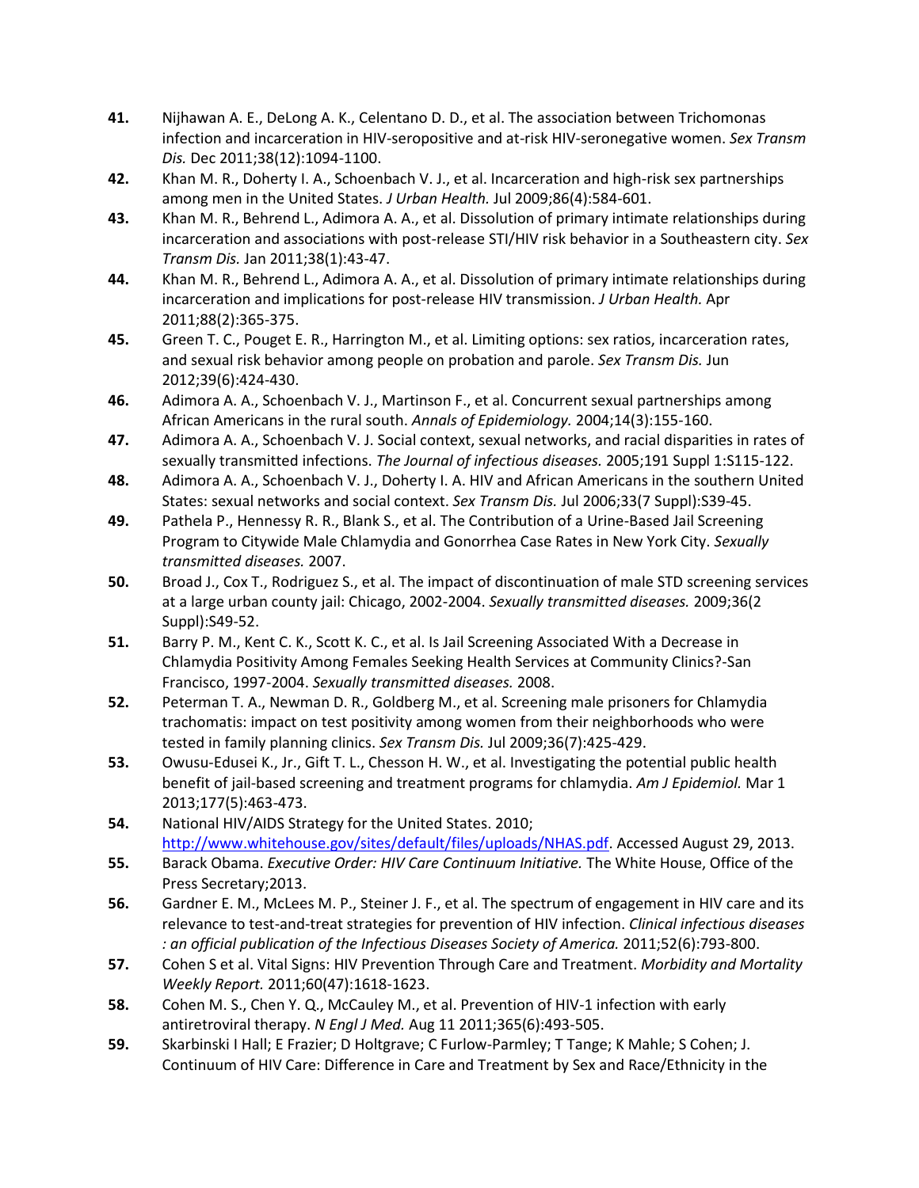41. Nijhawan A. E., DeLong A. K., Celentano D. D., et al. The association between Trichomonas infection and incarceration in HIV-seropositive and at-risk HIV-seronegative women. *Sex Transm Dis.* Dec 2011;38(12):1094-1100.
42. Khan M. R., Doherty I. A., Schoenbach V. J., et al. Incarceration and high-risk sex partnerships among men in the United States. *J Urban Health.* Jul 2009;86(4):584-601.
43. Khan M. R., Behrend L., Adimora A. A., et al. Dissolution of primary intimate relationships during incarceration and associations with post-release STI/HIV risk behavior in a Southeastern city. *Sex Transm Dis.* Jan 2011;38(1):43-47.
44. Khan M. R., Behrend L., Adimora A. A., et al. Dissolution of primary intimate relationships during incarceration and implications for post-release HIV transmission. *J Urban Health.* Apr 2011;88(2):365-375.
45. Green T. C., Pouget E. R., Harrington M., et al. Limiting options: sex ratios, incarceration rates, and sexual risk behavior among people on probation and parole. *Sex Transm Dis.* Jun 2012;39(6):424-430.
46. Adimora A. A., Schoenbach V. J., Martinson F., et al. Concurrent sexual partnerships among African Americans in the rural south. *Annals of Epidemiology.* 2004;14(3):155-160.
47. Adimora A. A., Schoenbach V. J. Social context, sexual networks, and racial disparities in rates of sexually transmitted infections. *The Journal of infectious diseases.* 2005;191 Suppl 1:S115-122.
48. Adimora A. A., Schoenbach V. J., Doherty I. A. HIV and African Americans in the southern United States: sexual networks and social context. *Sex Transm Dis.* Jul 2006;33(7 Suppl):S39-45.
49. Pathela P., Hennessy R. R., Blank S., et al. The Contribution of a Urine-Based Jail Screening Program to Citywide Male Chlamydia and Gonorrhea Case Rates in New York City. *Sexually transmitted diseases.* 2007.
50. Broad J., Cox T., Rodriguez S., et al. The impact of discontinuation of male STD screening services at a large urban county jail: Chicago, 2002-2004. *Sexually transmitted diseases.* 2009;36(2 Suppl):S49-52.
51. Barry P. M., Kent C. K., Scott K. C., et al. Is Jail Screening Associated With a Decrease in Chlamydia Positivity Among Females Seeking Health Services at Community Clinics?-San Francisco, 1997-2004. *Sexually transmitted diseases.* 2008.
52. Peterman T. A., Newman D. R., Goldberg M., et al. Screening male prisoners for Chlamydia trachomatis: impact on test positivity among women from their neighborhoods who were tested in family planning clinics. *Sex Transm Dis.* Jul 2009;36(7):425-429.
53. Owusu-Edusei K., Jr., Gift T. L., Chesson H. W., et al. Investigating the potential public health benefit of jail-based screening and treatment programs for chlamydia. *Am J Epidemiol.* Mar 1 2013;177(5):463-473.
54. National HIV/AIDS Strategy for the United States. 2010; http://www.whitehouse.gov/sites/default/files/uploads/NHAS.pdf. Accessed August 29, 2013.
55. Barack Obama. *Executive Order: HIV Care Continuum Initiative.* The White House, Office of the Press Secretary;2013.
56. Gardner E. M., McLees M. P., Steiner J. F., et al. The spectrum of engagement in HIV care and its relevance to test-and-treat strategies for prevention of HIV infection. *Clinical infectious diseases : an official publication of the Infectious Diseases Society of America.* 2011;52(6):793-800.
57. Cohen S et al. Vital Signs: HIV Prevention Through Care and Treatment. *Morbidity and Mortality Weekly Report.* 2011;60(47):1618-1623.
58. Cohen M. S., Chen Y. Q., McCauley M., et al. Prevention of HIV-1 infection with early antiretroviral therapy. *N Engl J Med.* Aug 11 2011;365(6):493-505.
59. Skarbinski I Hall; E Frazier; D Holtgrave; C Furlow-Parmley; T Tange; K Mahle; S Cohen; J. Continuum of HIV Care: Difference in Care and Treatment by Sex and Race/Ethnicity in the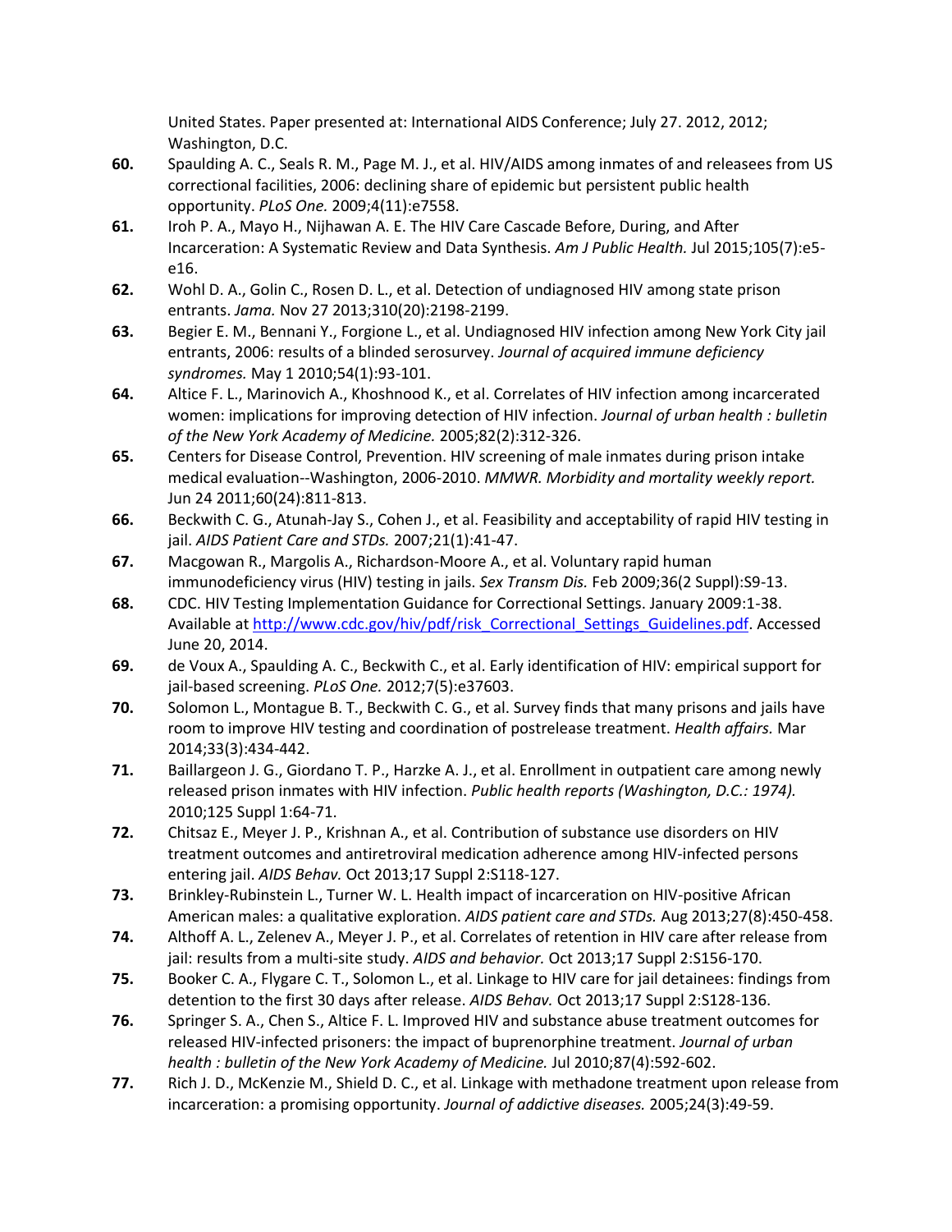United States. Paper presented at: International AIDS Conference; July 27. 2012, 2012; Washington, D.C.

60. Spaulding A. C., Seals R. M., Page M. J., et al. HIV/AIDS among inmates of and releasees from US correctional facilities, 2006: declining share of epidemic but persistent public health opportunity. *PLoS One.* 2009;4(11):e7558.

61. Iroh P. A., Mayo H., Nijhawan A. E. The HIV Care Cascade Before, During, and After Incarceration: A Systematic Review and Data Synthesis. *Am J Public Health.* Jul 2015;105(7):e5-e16.

62. Wohl D. A., Golin C., Rosen D. L., et al. Detection of undiagnosed HIV among state prison entrants. *Jama.* Nov 27 2013;310(20):2198-2199.

63. Begier E. M., Bennani Y., Forgione L., et al. Undiagnosed HIV infection among New York City jail entrants, 2006: results of a blinded serosurvey. *Journal of acquired immune deficiency syndromes.* May 1 2010;54(1):93-101.

64. Altice F. L., Marinovich A., Khoshnood K., et al. Correlates of HIV infection among incarcerated women: implications for improving detection of HIV infection. *Journal of urban health : bulletin of the New York Academy of Medicine.* 2005;82(2):312-326.

65. Centers for Disease Control, Prevention. HIV screening of male inmates during prison intake medical evaluation--Washington, 2006-2010. *MMWR. Morbidity and mortality weekly report.* Jun 24 2011;60(24):811-813.

66. Beckwith C. G., Atunah-Jay S., Cohen J., et al. Feasibility and acceptability of rapid HIV testing in jail. *AIDS Patient Care and STDs.* 2007;21(1):41-47.

67. Macgowan R., Margolis A., Richardson-Moore A., et al. Voluntary rapid human immunodeficiency virus (HIV) testing in jails. *Sex Transm Dis.* Feb 2009;36(2 Suppl):S9-13.

68. CDC. HIV Testing Implementation Guidance for Correctional Settings. January 2009:1-38. Available at http://www.cdc.gov/hiv/pdf/risk_Correctional_Settings_Guidelines.pdf. Accessed June 20, 2014.

69. de Voux A., Spaulding A. C., Beckwith C., et al. Early identification of HIV: empirical support for jail-based screening. *PLoS One.* 2012;7(5):e37603.

70. Solomon L., Montague B. T., Beckwith C. G., et al. Survey finds that many prisons and jails have room to improve HIV testing and coordination of postrelease treatment. *Health affairs.* Mar 2014;33(3):434-442.

71. Baillargeon J. G., Giordano T. P., Harzke A. J., et al. Enrollment in outpatient care among newly released prison inmates with HIV infection. *Public health reports (Washington, D.C.: 1974).* 2010;125 Suppl 1:64-71.

72. Chitsaz E., Meyer J. P., Krishnan A., et al. Contribution of substance use disorders on HIV treatment outcomes and antiretroviral medication adherence among HIV-infected persons entering jail. *AIDS Behav.* Oct 2013;17 Suppl 2:S118-127.

73. Brinkley-Rubinstein L., Turner W. L. Health impact of incarceration on HIV-positive African American males: a qualitative exploration. *AIDS patient care and STDs.* Aug 2013;27(8):450-458.

74. Althoff A. L., Zelenev A., Meyer J. P., et al. Correlates of retention in HIV care after release from jail: results from a multi-site study. *AIDS and behavior.* Oct 2013;17 Suppl 2:S156-170.

75. Booker C. A., Flygare C. T., Solomon L., et al. Linkage to HIV care for jail detainees: findings from detention to the first 30 days after release. *AIDS Behav.* Oct 2013;17 Suppl 2:S128-136.

76. Springer S. A., Chen S., Altice F. L. Improved HIV and substance abuse treatment outcomes for released HIV-infected prisoners: the impact of buprenorphine treatment. *Journal of urban health : bulletin of the New York Academy of Medicine.* Jul 2010;87(4):592-602.

77. Rich J. D., McKenzie M., Shield D. C., et al. Linkage with methadone treatment upon release from incarceration: a promising opportunity. *Journal of addictive diseases.* 2005;24(3):49-59.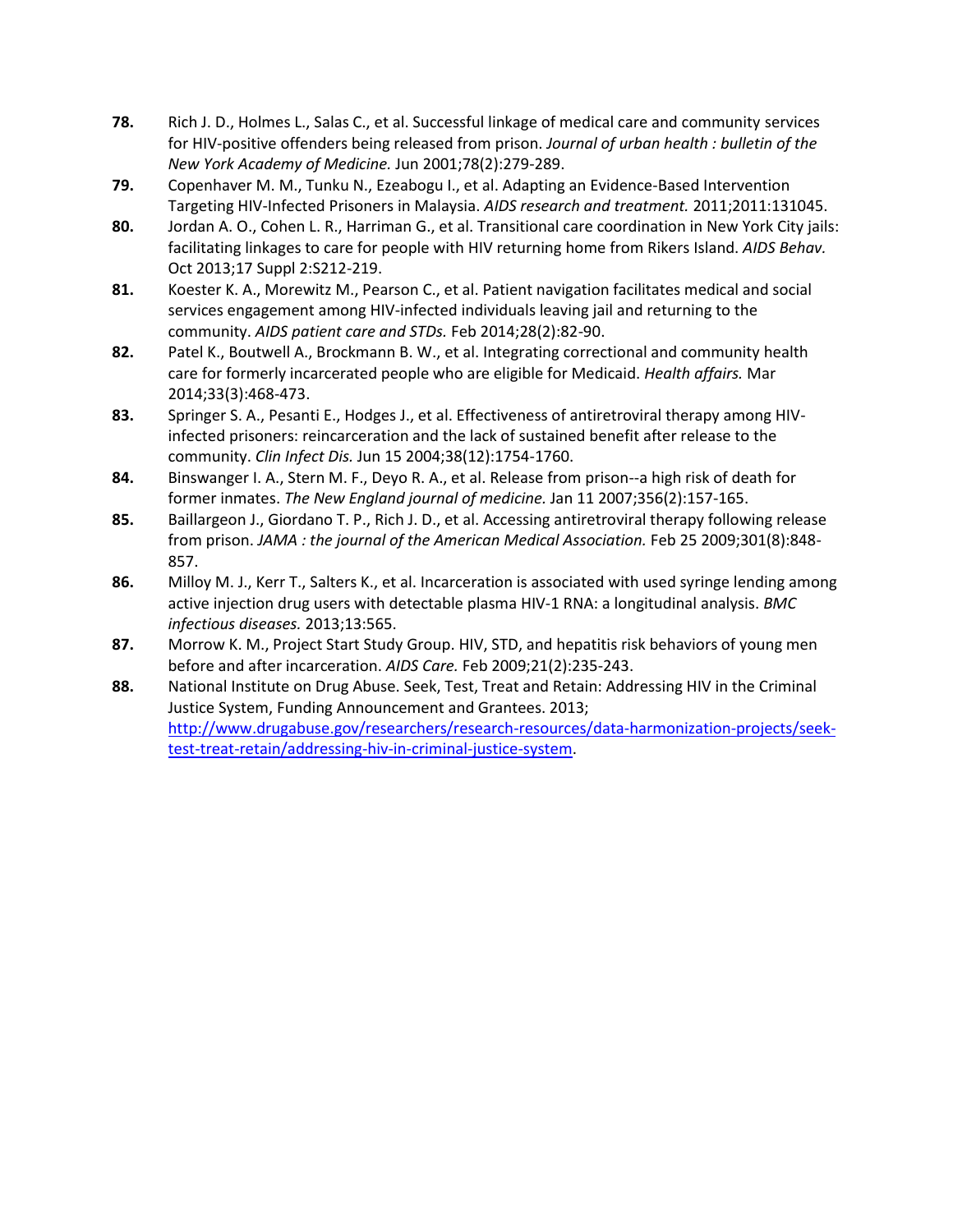**78.** Rich J. D., Holmes L., Salas C., et al. Successful linkage of medical care and community services for HIV-positive offenders being released from prison. *Journal of urban health : bulletin of the New York Academy of Medicine.* Jun 2001;78(2):279-289.

**79.** Copenhaver M. M., Tunku N., Ezeabogu I., et al. Adapting an Evidence-Based Intervention Targeting HIV-Infected Prisoners in Malaysia. *AIDS research and treatment.* 2011;2011:131045.

**80.** Jordan A. O., Cohen L. R., Harriman G., et al. Transitional care coordination in New York City jails: facilitating linkages to care for people with HIV returning home from Rikers Island. *AIDS Behav.* Oct 2013;17 Suppl 2:S212-219.

**81.** Koester K. A., Morewitz M., Pearson C., et al. Patient navigation facilitates medical and social services engagement among HIV-infected individuals leaving jail and returning to the community. *AIDS patient care and STDs.* Feb 2014;28(2):82-90.

**82.** Patel K., Boutwell A., Brockmann B. W., et al. Integrating correctional and community health care for formerly incarcerated people who are eligible for Medicaid. *Health affairs.* Mar 2014;33(3):468-473.

**83.** Springer S. A., Pesanti E., Hodges J., et al. Effectiveness of antiretroviral therapy among HIV-infected prisoners: reincarceration and the lack of sustained benefit after release to the community. *Clin Infect Dis.* Jun 15 2004;38(12):1754-1760.

**84.** Binswanger I. A., Stern M. F., Deyo R. A., et al. Release from prison--a high risk of death for former inmates. *The New England journal of medicine.* Jan 11 2007;356(2):157-165.

**85.** Baillargeon J., Giordano T. P., Rich J. D., et al. Accessing antiretroviral therapy following release from prison. *JAMA : the journal of the American Medical Association.* Feb 25 2009;301(8):848-857.

**86.** Milloy M. J., Kerr T., Salters K., et al. Incarceration is associated with used syringe lending among active injection drug users with detectable plasma HIV-1 RNA: a longitudinal analysis. *BMC infectious diseases.* 2013;13:565.

**87.** Morrow K. M., Project Start Study Group. HIV, STD, and hepatitis risk behaviors of young men before and after incarceration. *AIDS Care.* Feb 2009;21(2):235-243.

**88.** National Institute on Drug Abuse. Seek, Test, Treat and Retain: Addressing HIV in the Criminal Justice System, Funding Announcement and Grantees. 2013; http://www.drugabuse.gov/researchers/research-resources/data-harmonization-projects/seek-test-treat-retain/addressing-hiv-in-criminal-justice-system.